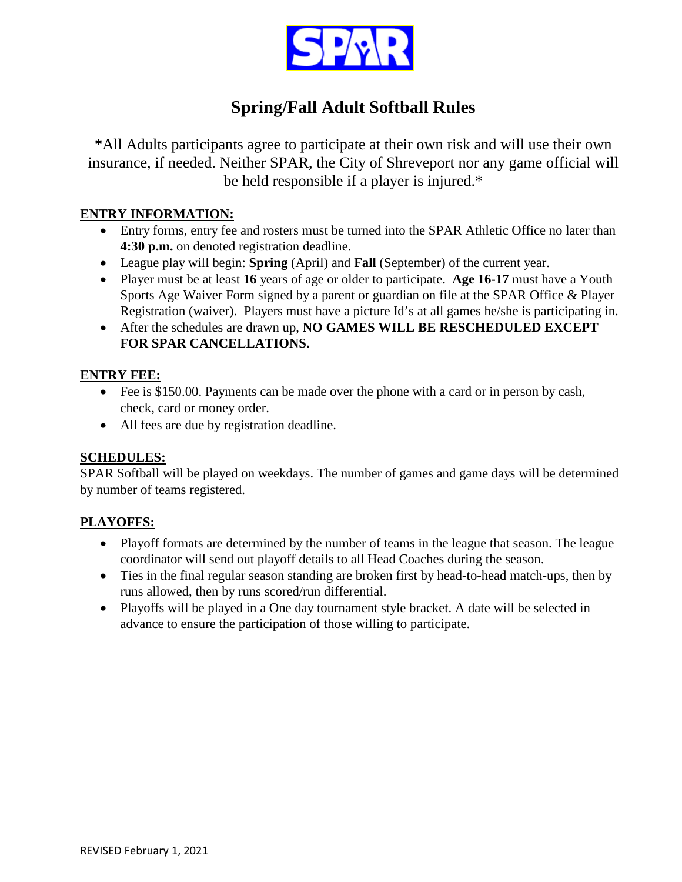SPAR

# Spring/Fall Adult Softball Rules

**\***All Adults participants agree to participate at their own risk and will use their own insurance, if needed. Neither SPAR, the City of Shreveport nor any game official will be held responsible if a player is injured.*

## ENTRY INFORMATION:

- Entry forms, entry fee and rosters must be turned into the SPAR Athletic Office no later than **4:30 p.m.** on denoted registration deadline.
- League play will begin: **Spring** (April) and **Fall** (September) of the current year.
- Player must be at least **16** years of age or older to participate. **Age 16-17** must have a Youth Sports Age Waiver Form signed by a parent or guardian on file at the SPAR Office & Player Registration (waiver). Players must have a picture Id's at all games he/she is participating in.
- After the schedules are drawn up, **NO GAMES WILL BE RESCHEDULED EXCEPT FOR SPAR CANCELLATIONS.**

## ENTRY FEE:

- Fee is $150.00. Payments can be made over the phone with a card or in person by cash, check, card or money order.
- All fees are due by registration deadline.

## SCHEDULES:

SPAR Softball will be played on weekdays. The number of games and game days will be determined by number of teams registered.

## PLAYOFFS:

- Playoff formats are determined by the number of teams in the league that season. The league coordinator will send out playoff details to all Head Coaches during the season.
- Ties in the final regular season standing are broken first by head-to-head match-ups, then by runs allowed, then by runs scored/run differential.
- Playoffs will be played in a One day tournament style bracket. A date will be selected in advance to ensure the participation of those willing to participate.

REVISED February 1, 2021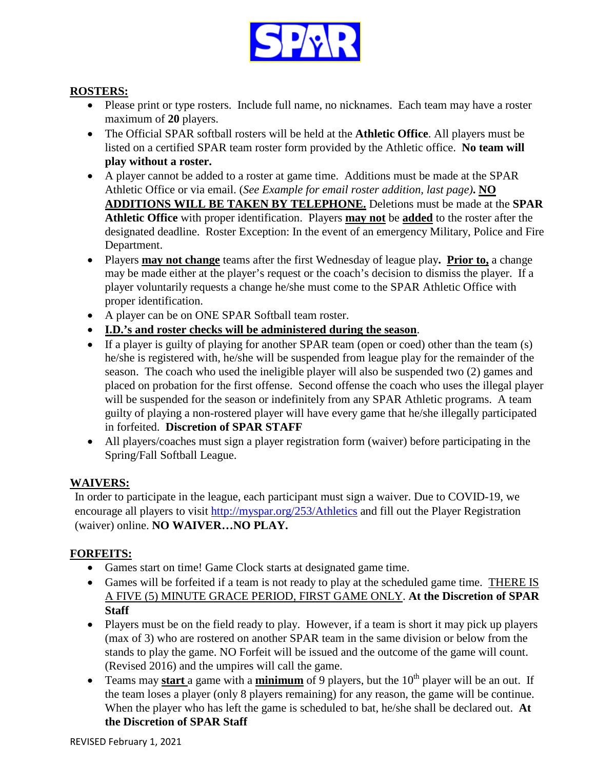## ROSTERS:

- Please print or type rosters. Include full name, no nicknames. Each team may have a roster maximum of **20** players.
- The Official SPAR softball rosters will be held at the **Athletic Office**. All players must be listed on a certified SPAR team roster form provided by the Athletic office. **No team will play without a roster.**
- A player cannot be added to a roster at game time. Additions must be made at the SPAR Athletic Office or via email. (*See Example for email roster addition, last page)*. **NO ADDITIONS WILL BE TAKEN BY TELEPHONE.** Deletions must be made at the **SPAR Athletic Office** with proper identification. Players **may not** be **added** to the roster after the designated deadline. Roster Exception: In the event of an emergency Military, Police and Fire Department.
- Players **may not change** teams after the first Wednesday of league play**. Prior to,** a change may be made either at the player's request or the coach's decision to dismiss the player. If a player voluntarily requests a change he/she must come to the SPAR Athletic Office with proper identification.
- A player can be on ONE SPAR Softball team roster.
- **I.D.'s and roster checks will be administered during the season**.
- If a player is guilty of playing for another SPAR team (open or coed) other than the team (s) he/she is registered with, he/she will be suspended from league play for the remainder of the season. The coach who used the ineligible player will also be suspended two (2) games and placed on probation for the first offense. Second offense the coach who uses the illegal player will be suspended for the season or indefinitely from any SPAR Athletic programs. A team guilty of playing a non-rostered player will have every game that he/she illegally participated in forfeited. **Discretion of SPAR STAFF**
- All players/coaches must sign a player registration form (waiver) before participating in the Spring/Fall Softball League.

## WAIVERS:

In order to participate in the league, each participant must sign a waiver. Due to COVID-19, we encourage all players to visit http://myspar.org/253/Athletics and fill out the Player Registration (waiver) online. **NO WAIVER…NO PLAY.**

## FORFEITS:

- Games start on time! Game Clock starts at designated game time.
- Games will be forfeited if a team is not ready to play at the scheduled game time. THERE IS A FIVE (5) MINUTE GRACE PERIOD, FIRST GAME ONLY. **At the Discretion of SPAR Staff**
- Players must be on the field ready to play. However, if a team is short it may pick up players (max of 3) who are rostered on another SPAR team in the same division or below from the stands to play the game. NO Forfeit will be issued and the outcome of the game will count. (Revised 2016) and the umpires will call the game.
- Teams may **start** a game with a **minimum** of 9 players, but the 10th player will be an out. If the team loses a player (only 8 players remaining) for any reason, the game will be continue. When the player who has left the game is scheduled to bat, he/she shall be declared out. **At the Discretion of SPAR Staff**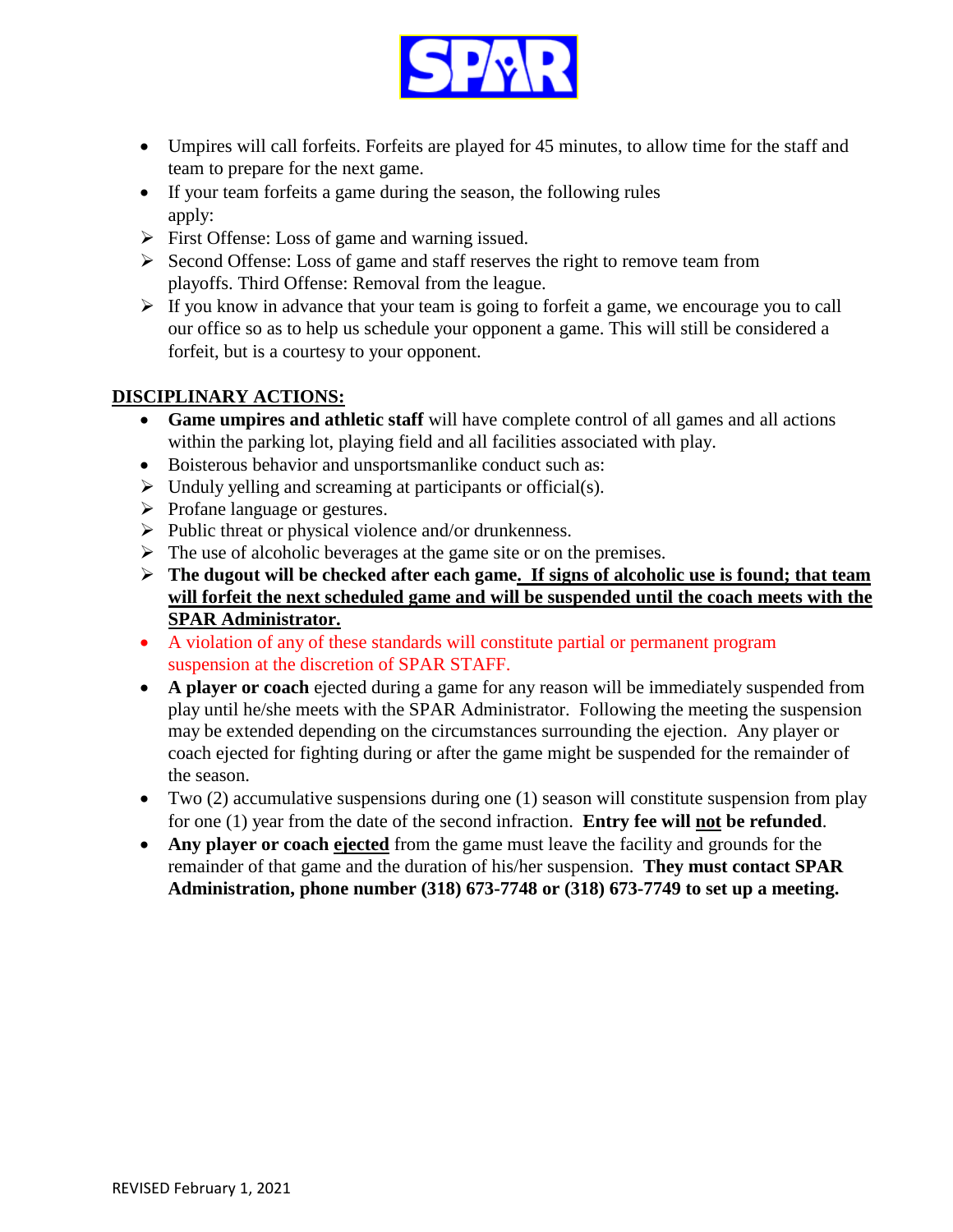- Umpires will call forfeits. Forfeits are played for 45 minutes, to allow time for the staff and team to prepare for the next game.
- If your team forfeits a game during the season, the following rules apply:
  - First Offense: Loss of game and warning issued.
  - Second Offense: Loss of game and staff reserves the right to remove team from playoffs. Third Offense: Removal from the league.
  - If you know in advance that your team is going to forfeit a game, we encourage you to call our office so as to help us schedule your opponent a game. This will still be considered a forfeit, but is a courtesy to your opponent.

## DISCIPLINARY ACTIONS:

- **Game umpires and athletic staff** will have complete control of all games and all actions within the parking lot, playing field and all facilities associated with play.
- Boisterous behavior and unsportsmanlike conduct such as:
  - Unduly yelling and screaming at participants or official(s).
  - Profane language or gestures.
  - Public threat or physical violence and/or drunkenness.
  - The use of alcoholic beverages at the game site or on the premises.
  - **The dugout will be checked after each game. If signs of alcoholic use is found; that team will forfeit the next scheduled game and will be suspended until the coach meets with the SPAR Administrator.**
- A violation of any of these standards will constitute partial or permanent program suspension at the discretion of SPAR STAFF.
- **A player or coach** ejected during a game for any reason will be immediately suspended from play until he/she meets with the SPAR Administrator. Following the meeting the suspension may be extended depending on the circumstances surrounding the ejection. Any player or coach ejected for fighting during or after the game might be suspended for the remainder of the season.
- Two (2) accumulative suspensions during one (1) season will constitute suspension from play for one (1) year from the date of the second infraction. **Entry fee will not be refunded**.
- **Any player or coach ejected** from the game must leave the facility and grounds for the remainder of that game and the duration of his/her suspension. **They must contact SPAR Administration, phone number (318) 673-7748 or (318) 673-7749 to set up a meeting.**

REVISED February 1, 2021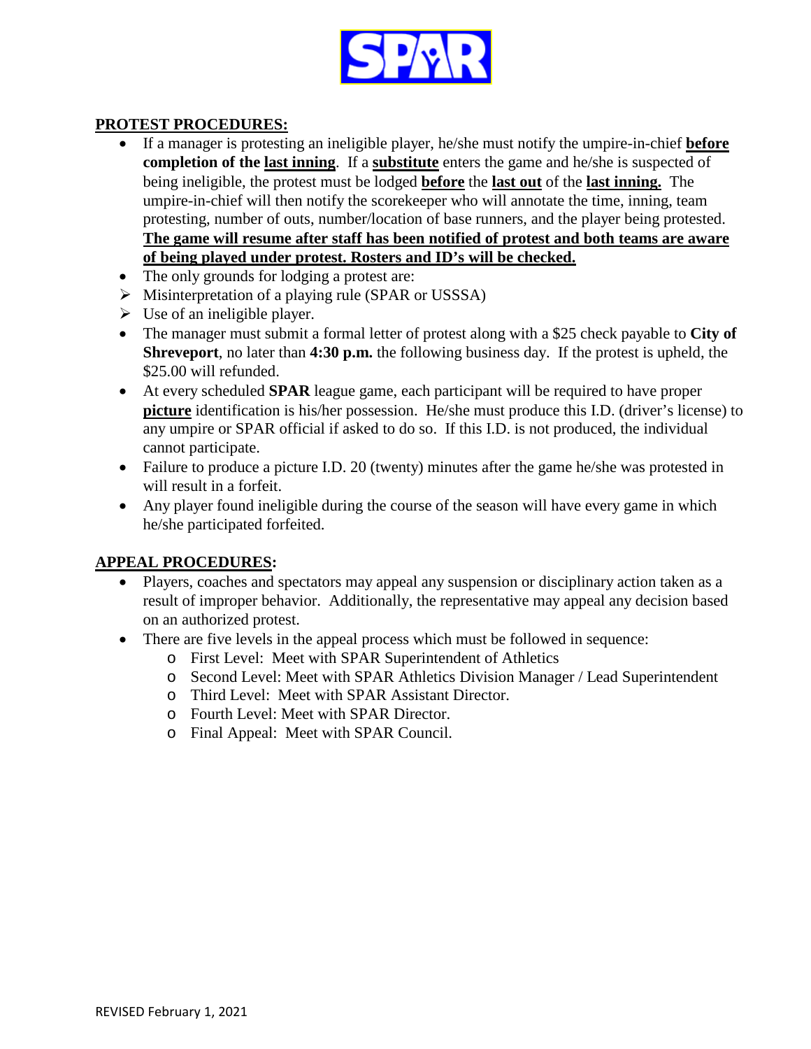## **PROTEST PROCEDURES:**

- If a manager is protesting an ineligible player, he/she must notify the umpire-in-chief **before completion of the last inning**. If a **substitute** enters the game and he/she is suspected of being ineligible, the protest must be lodged **before** the **last out** of the **last inning.** The umpire-in-chief will then notify the scorekeeper who will annotate the time, inning, team protesting, number of outs, number/location of base runners, and the player being protested. **The game will resume after staff has been notified of protest and both teams are aware of being played under protest. Rosters and ID's will be checked.**
- The only grounds for lodging a protest are:
  - Misinterpretation of a playing rule (SPAR or USSSA)
  - Use of an ineligible player.
- The manager must submit a formal letter of protest along with a $25 check payable to **City of Shreveport**, no later than **4:30 p.m.** the following business day. If the protest is upheld, the $25.00 will refunded.
- At every scheduled **SPAR** league game, each participant will be required to have proper **picture** identification is his/her possession. He/she must produce this I.D. (driver's license) to any umpire or SPAR official if asked to do so. If this I.D. is not produced, the individual cannot participate.
- Failure to produce a picture I.D. 20 (twenty) minutes after the game he/she was protested in will result in a forfeit.
- Any player found ineligible during the course of the season will have every game in which he/she participated forfeited.

## **APPEAL PROCEDURES:**

- Players, coaches and spectators may appeal any suspension or disciplinary action taken as a result of improper behavior. Additionally, the representative may appeal any decision based on an authorized protest.
- There are five levels in the appeal process which must be followed in sequence:
  - First Level: Meet with SPAR Superintendent of Athletics
  - Second Level: Meet with SPAR Athletics Division Manager / Lead Superintendent
  - Third Level: Meet with SPAR Assistant Director.
  - Fourth Level: Meet with SPAR Director.
  - Final Appeal: Meet with SPAR Council.

REVISED February 1, 2021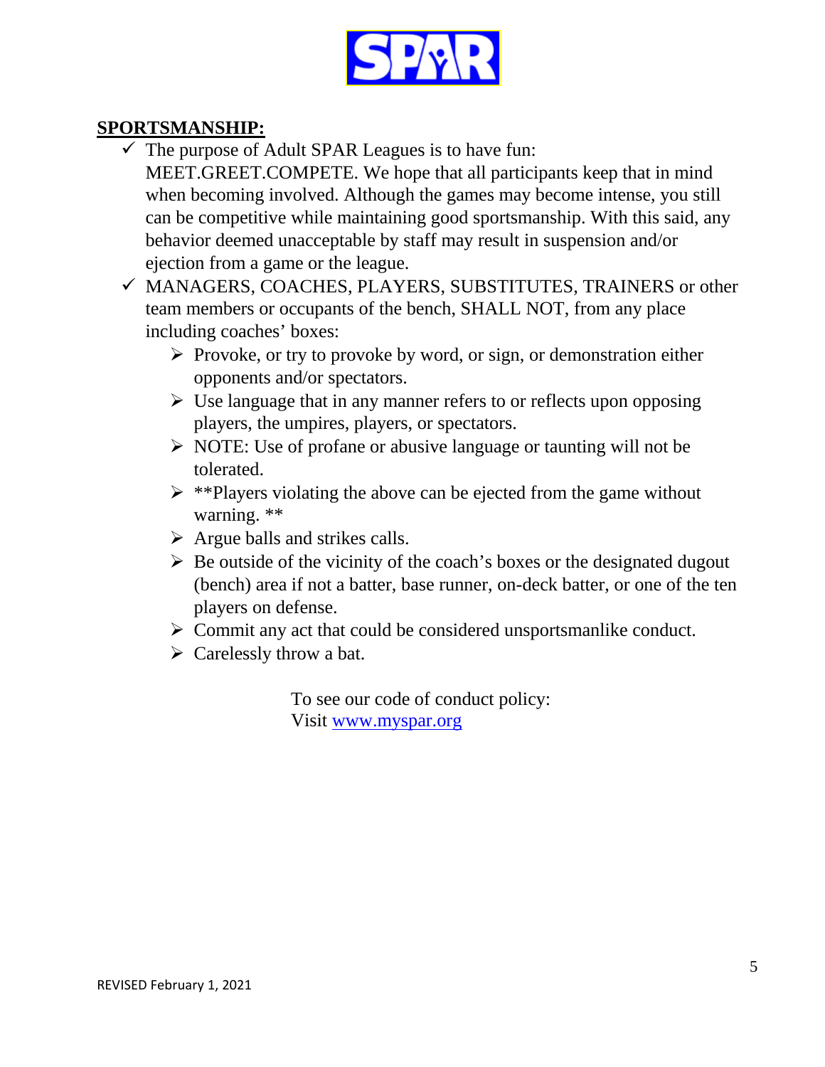## SPORTSMANSHIP:

- ✓ The purpose of Adult SPAR Leagues is to have fun: MEET.GREET.COMPETE. We hope that all participants keep that in mind when becoming involved. Although the games may become intense, you still can be competitive while maintaining good sportsmanship. With this said, any behavior deemed unacceptable by staff may result in suspension and/or ejection from a game or the league.
- ✓ MANAGERS, COACHES, PLAYERS, SUBSTITUTES, TRAINERS or other team members or occupants of the bench, SHALL NOT, from any place including coaches' boxes:
  - ➢ Provoke, or try to provoke by word, or sign, or demonstration either opponents and/or spectators.
  - ➢ Use language that in any manner refers to or reflects upon opposing players, the umpires, players, or spectators.
  - ➢ NOTE: Use of profane or abusive language or taunting will not be tolerated.
  - ➢ **Players violating the above can be ejected from the game without warning. **
  - ➢ Argue balls and strikes calls.
  - ➢ Be outside of the vicinity of the coach's boxes or the designated dugout (bench) area if not a batter, base runner, on-deck batter, or one of the ten players on defense.
  - ➢ Commit any act that could be considered unsportsmanlike conduct.
  - ➢ Carelessly throw a bat.

To see our code of conduct policy:
Visit [www.myspar.org](http://www.myspar.org)

REVISED February 1, 2021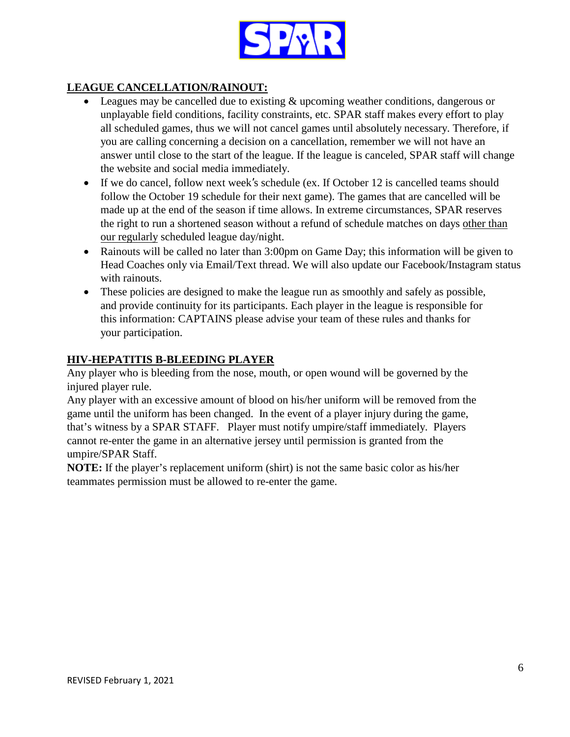## LEAGUE CANCELLATION/RAINOUT:

- Leagues may be cancelled due to existing & upcoming weather conditions, dangerous or unplayable field conditions, facility constraints, etc. SPAR staff makes every effort to play all scheduled games, thus we will not cancel games until absolutely necessary. Therefore, if you are calling concerning a decision on a cancellation, remember we will not have an answer until close to the start of the league. If the league is canceled, SPAR staff will change the website and social media immediately.
- If we do cancel, follow next week's schedule (ex. If October 12 is cancelled teams should follow the October 19 schedule for their next game). The games that are cancelled will be made up at the end of the season if time allows. In extreme circumstances, SPAR reserves the right to run a shortened season without a refund of schedule matches on days <u>other than our regularly</u> scheduled league day/night.
- Rainouts will be called no later than 3:00pm on Game Day; this information will be given to Head Coaches only via Email/Text thread. We will also update our Facebook/Instagram status with rainouts.
- These policies are designed to make the league run as smoothly and safely as possible, and provide continuity for its participants. Each player in the league is responsible for this information: CAPTAINS please advise your team of these rules and thanks for your participation.

## HIV-HEPATITIS B-BLEEDING PLAYER

Any player who is bleeding from the nose, mouth, or open wound will be governed by the injured player rule.

Any player with an excessive amount of blood on his/her uniform will be removed from the game until the uniform has been changed. In the event of a player injury during the game, that's witness by a SPAR STAFF. Player must notify umpire/staff immediately. Players cannot re-enter the game in an alternative jersey until permission is granted from the umpire/SPAR Staff.

**NOTE:** If the player's replacement uniform (shirt) is not the same basic color as his/her teammates permission must be allowed to re-enter the game.

REVISED February 1, 2021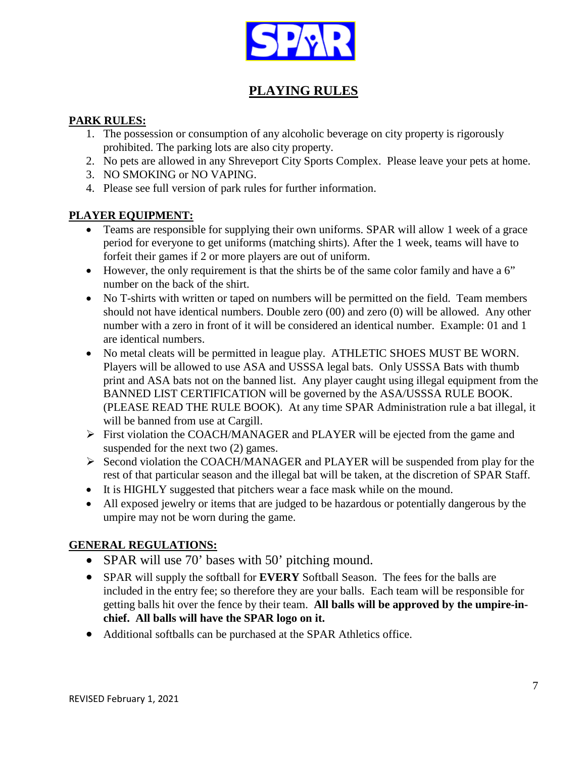# PLAYING RULES

## PARK RULES:

1. The possession or consumption of any alcoholic beverage on city property is rigorously prohibited. The parking lots are also city property.
2. No pets are allowed in any Shreveport City Sports Complex. Please leave your pets at home.
3. NO SMOKING or NO VAPING.
4. Please see full version of park rules for further information.

## PLAYER EQUIPMENT:

- Teams are responsible for supplying their own uniforms. SPAR will allow 1 week of a grace period for everyone to get uniforms (matching shirts). After the 1 week, teams will have to forfeit their games if 2 or more players are out of uniform.
- However, the only requirement is that the shirts be of the same color family and have a 6" number on the back of the shirt.
- No T-shirts with written or taped on numbers will be permitted on the field. Team members should not have identical numbers. Double zero (00) and zero (0) will be allowed. Any other number with a zero in front of it will be considered an identical number. Example: 01 and 1 are identical numbers.
- No metal cleats will be permitted in league play. ATHLETIC SHOES MUST BE WORN. Players will be allowed to use ASA and USSSA legal bats. Only USSSA Bats with thumb print and ASA bats not on the banned list. Any player caught using illegal equipment from the BANNED LIST CERTIFICATION will be governed by the ASA/USSSA RULE BOOK. (PLEASE READ THE RULE BOOK). At any time SPAR Administration rule a bat illegal, it will be banned from use at Cargill.
  - First violation the COACH/MANAGER and PLAYER will be ejected from the game and suspended for the next two (2) games.
  - Second violation the COACH/MANAGER and PLAYER will be suspended from play for the rest of that particular season and the illegal bat will be taken, at the discretion of SPAR Staff.
- It is HIGHLY suggested that pitchers wear a face mask while on the mound.
- All exposed jewelry or items that are judged to be hazardous or potentially dangerous by the umpire may not be worn during the game.

## GENERAL REGULATIONS:

- SPAR will use 70' bases with 50' pitching mound.
- SPAR will supply the softball for **EVERY** Softball Season. The fees for the balls are included in the entry fee; so therefore they are your balls. Each team will be responsible for getting balls hit over the fence by their team. **All balls will be approved by the umpire-in-chief. All balls will have the SPAR logo on it.**
- Additional softballs can be purchased at the SPAR Athletics office.

REVISED February 1, 2021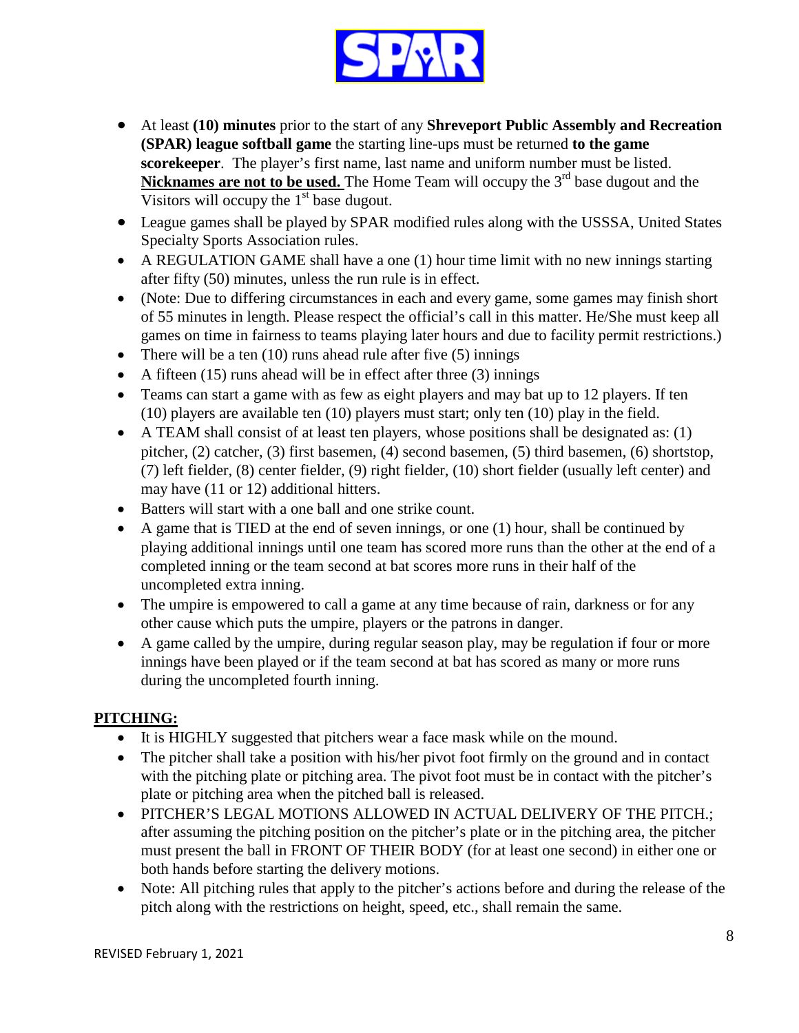- At least **(10) minutes** prior to the start of any **Shreveport Public Assembly and Recreation (SPAR) league softball game** the starting line-ups must be returned **to the game scorekeeper**. The player's first name, last name and uniform number must be listed. **Nicknames are not to be used.** The Home Team will occupy the 3rd base dugout and the Visitors will occupy the 1st base dugout.
- League games shall be played by SPAR modified rules along with the USSSA, United States Specialty Sports Association rules.
- A REGULATION GAME shall have a one (1) hour time limit with no new innings starting after fifty (50) minutes, unless the run rule is in effect.
- (Note: Due to differing circumstances in each and every game, some games may finish short of 55 minutes in length. Please respect the official's call in this matter. He/She must keep all games on time in fairness to teams playing later hours and due to facility permit restrictions.)
- There will be a ten (10) runs ahead rule after five (5) innings
- A fifteen (15) runs ahead will be in effect after three (3) innings
- Teams can start a game with as few as eight players and may bat up to 12 players. If ten (10) players are available ten (10) players must start; only ten (10) play in the field.
- A TEAM shall consist of at least ten players, whose positions shall be designated as: (1) pitcher, (2) catcher, (3) first basemen, (4) second basemen, (5) third basemen, (6) shortstop, (7) left fielder, (8) center fielder, (9) right fielder, (10) short fielder (usually left center) and may have (11 or 12) additional hitters.
- Batters will start with a one ball and one strike count.
- A game that is TIED at the end of seven innings, or one (1) hour, shall be continued by playing additional innings until one team has scored more runs than the other at the end of a completed inning or the team second at bat scores more runs in their half of the uncompleted extra inning.
- The umpire is empowered to call a game at any time because of rain, darkness or for any other cause which puts the umpire, players or the patrons in danger.
- A game called by the umpire, during regular season play, may be regulation if four or more innings have been played or if the team second at bat has scored as many or more runs during the uncompleted fourth inning.

## PITCHING:

- It is HIGHLY suggested that pitchers wear a face mask while on the mound.
- The pitcher shall take a position with his/her pivot foot firmly on the ground and in contact with the pitching plate or pitching area. The pivot foot must be in contact with the pitcher's plate or pitching area when the pitched ball is released.
- PITCHER'S LEGAL MOTIONS ALLOWED IN ACTUAL DELIVERY OF THE PITCH.; after assuming the pitching position on the pitcher's plate or in the pitching area, the pitcher must present the ball in FRONT OF THEIR BODY (for at least one second) in either one or both hands before starting the delivery motions.
- Note: All pitching rules that apply to the pitcher's actions before and during the release of the pitch along with the restrictions on height, speed, etc., shall remain the same.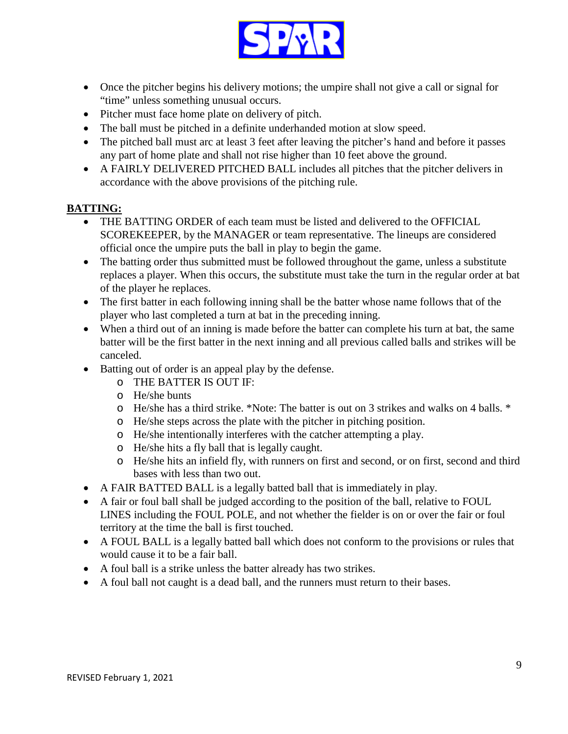- Once the pitcher begins his delivery motions; the umpire shall not give a call or signal for "time" unless something unusual occurs.
- Pitcher must face home plate on delivery of pitch.
- The ball must be pitched in a definite underhanded motion at slow speed.
- The pitched ball must arc at least 3 feet after leaving the pitcher's hand and before it passes any part of home plate and shall not rise higher than 10 feet above the ground.
- A FAIRLY DELIVERED PITCHED BALL includes all pitches that the pitcher delivers in accordance with the above provisions of the pitching rule.

**BATTING:**

- THE BATTING ORDER of each team must be listed and delivered to the OFFICIAL SCOREKEEPER, by the MANAGER or team representative. The lineups are considered official once the umpire puts the ball in play to begin the game.
- The batting order thus submitted must be followed throughout the game, unless a substitute replaces a player. When this occurs, the substitute must take the turn in the regular order at bat of the player he replaces.
- The first batter in each following inning shall be the batter whose name follows that of the player who last completed a turn at bat in the preceding inning.
- When a third out of an inning is made before the batter can complete his turn at bat, the same batter will be the first batter in the next inning and all previous called balls and strikes will be canceled.
- Batting out of order is an appeal play by the defense.
  - THE BATTER IS OUT IF:
  - He/she bunts
  - He/she has a third strike. *Note: The batter is out on 3 strikes and walks on 4 balls. *
  - He/she steps across the plate with the pitcher in pitching position.
  - He/she intentionally interferes with the catcher attempting a play.
  - He/she hits a fly ball that is legally caught.
  - He/she hits an infield fly, with runners on first and second, or on first, second and third bases with less than two out.
- A FAIR BATTED BALL is a legally batted ball that is immediately in play.
- A fair or foul ball shall be judged according to the position of the ball, relative to FOUL LINES including the FOUL POLE, and not whether the fielder is on or over the fair or foul territory at the time the ball is first touched.
- A FOUL BALL is a legally batted ball which does not conform to the provisions or rules that would cause it to be a fair ball.
- A foul ball is a strike unless the batter already has two strikes.
- A foul ball not caught is a dead ball, and the runners must return to their bases.

REVISED February 1, 2021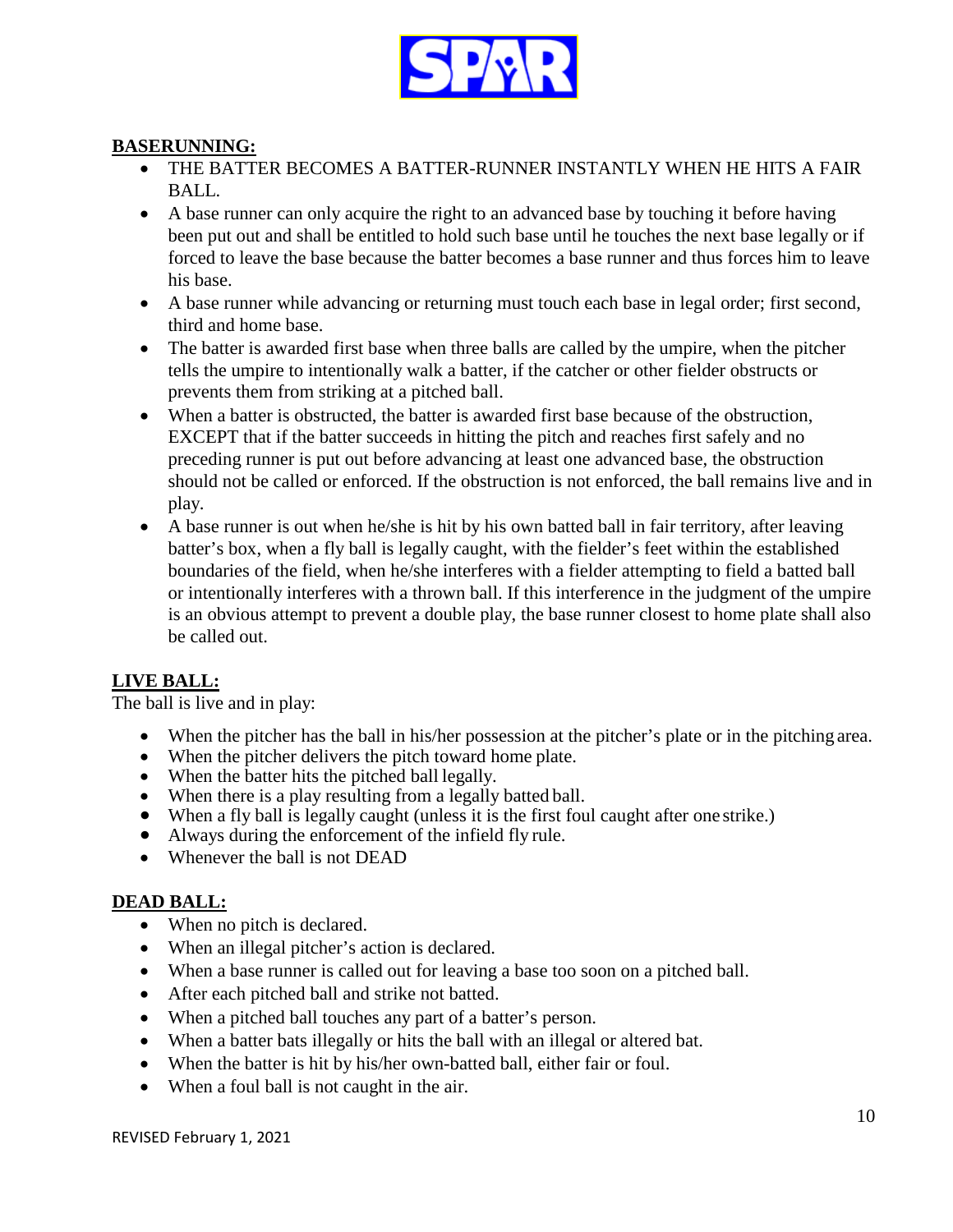## BASERUNNING:

- THE BATTER BECOMES A BATTER-RUNNER INSTANTLY WHEN HE HITS A FAIR BALL.
- A base runner can only acquire the right to an advanced base by touching it before having been put out and shall be entitled to hold such base until he touches the next base legally or if forced to leave the base because the batter becomes a base runner and thus forces him to leave his base.
- A base runner while advancing or returning must touch each base in legal order; first second, third and home base.
- The batter is awarded first base when three balls are called by the umpire, when the pitcher tells the umpire to intentionally walk a batter, if the catcher or other fielder obstructs or prevents them from striking at a pitched ball.
- When a batter is obstructed, the batter is awarded first base because of the obstruction, EXCEPT that if the batter succeeds in hitting the pitch and reaches first safely and no preceding runner is put out before advancing at least one advanced base, the obstruction should not be called or enforced. If the obstruction is not enforced, the ball remains live and in play.
- A base runner is out when he/she is hit by his own batted ball in fair territory, after leaving batter's box, when a fly ball is legally caught, with the fielder's feet within the established boundaries of the field, when he/she interferes with a fielder attempting to field a batted ball or intentionally interferes with a thrown ball. If this interference in the judgment of the umpire is an obvious attempt to prevent a double play, the base runner closest to home plate shall also be called out.

## LIVE BALL:

The ball is live and in play:

- When the pitcher has the ball in his/her possession at the pitcher's plate or in the pitching area.
- When the pitcher delivers the pitch toward home plate.
- When the batter hits the pitched ball legally.
- When there is a play resulting from a legally batted ball.
- When a fly ball is legally caught (unless it is the first foul caught after one strike.)
- Always during the enforcement of the infield fly rule.
- Whenever the ball is not DEAD

## DEAD BALL:

- When no pitch is declared.
- When an illegal pitcher's action is declared.
- When a base runner is called out for leaving a base too soon on a pitched ball.
- After each pitched ball and strike not batted.
- When a pitched ball touches any part of a batter's person.
- When a batter bats illegally or hits the ball with an illegal or altered bat.
- When the batter is hit by his/her own-batted ball, either fair or foul.
- When a foul ball is not caught in the air.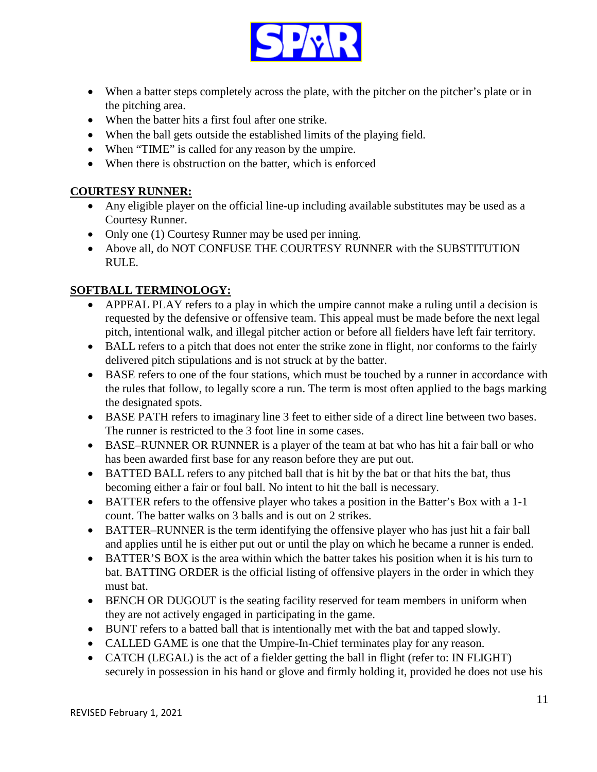- When a batter steps completely across the plate, with the pitcher on the pitcher's plate or in the pitching area.
- When the batter hits a first foul after one strike.
- When the ball gets outside the established limits of the playing field.
- When "TIME" is called for any reason by the umpire.
- When there is obstruction on the batter, which is enforced

**COURTESY RUNNER:**

- Any eligible player on the official line-up including available substitutes may be used as a Courtesy Runner.
- Only one (1) Courtesy Runner may be used per inning.
- Above all, do NOT CONFUSE THE COURTESY RUNNER with the SUBSTITUTION RULE.

**SOFTBALL TERMINOLOGY:**

- APPEAL PLAY refers to a play in which the umpire cannot make a ruling until a decision is requested by the defensive or offensive team. This appeal must be made before the next legal pitch, intentional walk, and illegal pitcher action or before all fielders have left fair territory.
- BALL refers to a pitch that does not enter the strike zone in flight, nor conforms to the fairly delivered pitch stipulations and is not struck at by the batter.
- BASE refers to one of the four stations, which must be touched by a runner in accordance with the rules that follow, to legally score a run. The term is most often applied to the bags marking the designated spots.
- BASE PATH refers to imaginary line 3 feet to either side of a direct line between two bases. The runner is restricted to the 3 foot line in some cases.
- BASE–RUNNER OR RUNNER is a player of the team at bat who has hit a fair ball or who has been awarded first base for any reason before they are put out.
- BATTED BALL refers to any pitched ball that is hit by the bat or that hits the bat, thus becoming either a fair or foul ball. No intent to hit the ball is necessary.
- BATTER refers to the offensive player who takes a position in the Batter's Box with a 1-1 count. The batter walks on 3 balls and is out on 2 strikes.
- BATTER–RUNNER is the term identifying the offensive player who has just hit a fair ball and applies until he is either put out or until the play on which he became a runner is ended.
- BATTER'S BOX is the area within which the batter takes his position when it is his turn to bat. BATTING ORDER is the official listing of offensive players in the order in which they must bat.
- BENCH OR DUGOUT is the seating facility reserved for team members in uniform when they are not actively engaged in participating in the game.
- BUNT refers to a batted ball that is intentionally met with the bat and tapped slowly.
- CALLED GAME is one that the Umpire-In-Chief terminates play for any reason.
- CATCH (LEGAL) is the act of a fielder getting the ball in flight (refer to: IN FLIGHT) securely in possession in his hand or glove and firmly holding it, provided he does not use his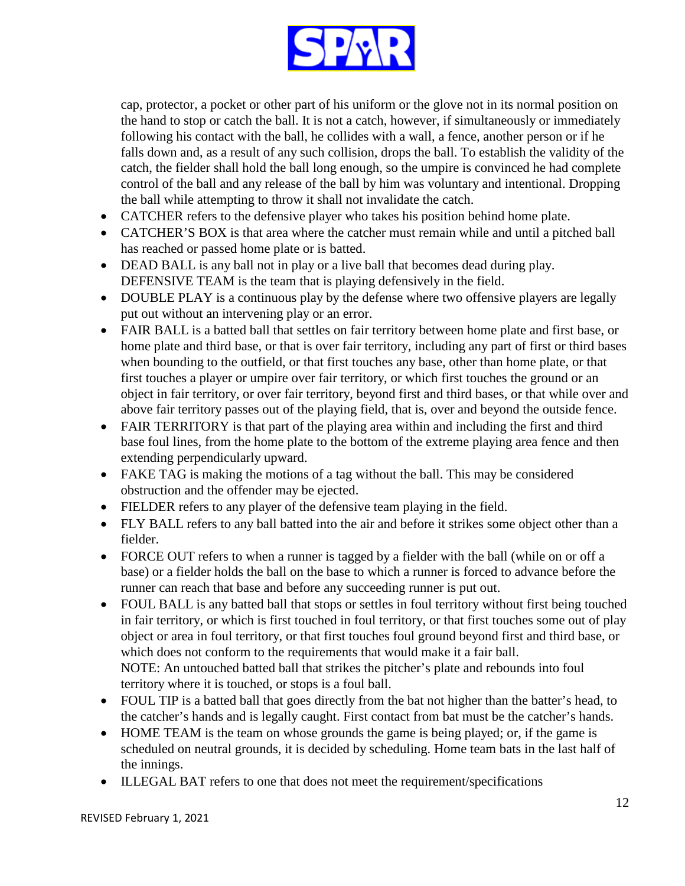cap, protector, a pocket or other part of his uniform or the glove not in its normal position on the hand to stop or catch the ball. It is not a catch, however, if simultaneously or immediately following his contact with the ball, he collides with a wall, a fence, another person or if he falls down and, as a result of any such collision, drops the ball. To establish the validity of the catch, the fielder shall hold the ball long enough, so the umpire is convinced he had complete control of the ball and any release of the ball by him was voluntary and intentional. Dropping the ball while attempting to throw it shall not invalidate the catch.

- CATCHER refers to the defensive player who takes his position behind home plate.
- CATCHER'S BOX is that area where the catcher must remain while and until a pitched ball has reached or passed home plate or is batted.
- DEAD BALL is any ball not in play or a live ball that becomes dead during play. DEFENSIVE TEAM is the team that is playing defensively in the field.
- DOUBLE PLAY is a continuous play by the defense where two offensive players are legally put out without an intervening play or an error.
- FAIR BALL is a batted ball that settles on fair territory between home plate and first base, or home plate and third base, or that is over fair territory, including any part of first or third bases when bounding to the outfield, or that first touches any base, other than home plate, or that first touches a player or umpire over fair territory, or which first touches the ground or an object in fair territory, or over fair territory, beyond first and third bases, or that while over and above fair territory passes out of the playing field, that is, over and beyond the outside fence.
- FAIR TERRITORY is that part of the playing area within and including the first and third base foul lines, from the home plate to the bottom of the extreme playing area fence and then extending perpendicularly upward.
- FAKE TAG is making the motions of a tag without the ball. This may be considered obstruction and the offender may be ejected.
- FIELDER refers to any player of the defensive team playing in the field.
- FLY BALL refers to any ball batted into the air and before it strikes some object other than a fielder.
- FORCE OUT refers to when a runner is tagged by a fielder with the ball (while on or off a base) or a fielder holds the ball on the base to which a runner is forced to advance before the runner can reach that base and before any succeeding runner is put out.
- FOUL BALL is any batted ball that stops or settles in foul territory without first being touched in fair territory, or which is first touched in foul territory, or that first touches some out of play object or area in foul territory, or that first touches foul ground beyond first and third base, or which does not conform to the requirements that would make it a fair ball.
  NOTE: An untouched batted ball that strikes the pitcher's plate and rebounds into foul territory where it is touched, or stops is a foul ball.
- FOUL TIP is a batted ball that goes directly from the bat not higher than the batter's head, to the catcher's hands and is legally caught. First contact from bat must be the catcher's hands.
- HOME TEAM is the team on whose grounds the game is being played; or, if the game is scheduled on neutral grounds, it is decided by scheduling. Home team bats in the last half of the innings.
- ILLEGAL BAT refers to one that does not meet the requirement/specifications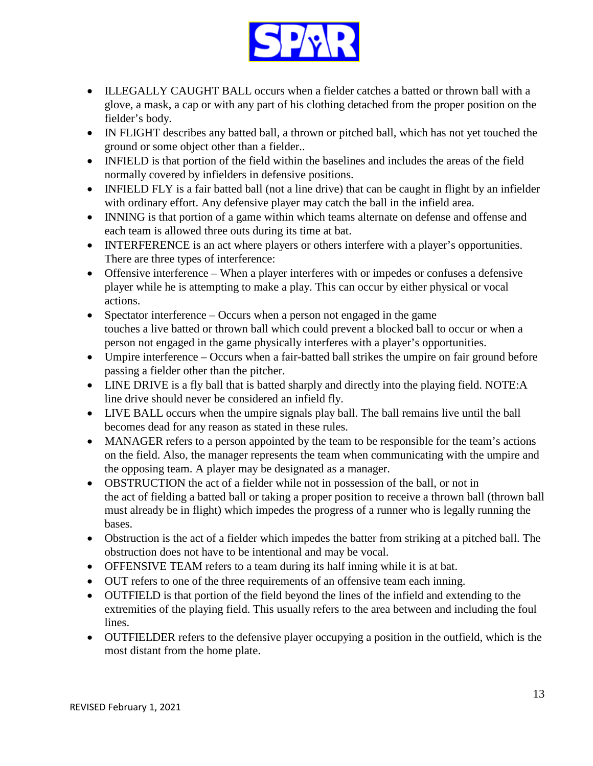- ILLEGALLY CAUGHT BALL occurs when a fielder catches a batted or thrown ball with a glove, a mask, a cap or with any part of his clothing detached from the proper position on the fielder's body.
- IN FLIGHT describes any batted ball, a thrown or pitched ball, which has not yet touched the ground or some object other than a fielder..
- INFIELD is that portion of the field within the baselines and includes the areas of the field normally covered by infielders in defensive positions.
- INFIELD FLY is a fair batted ball (not a line drive) that can be caught in flight by an infielder with ordinary effort. Any defensive player may catch the ball in the infield area.
- INNING is that portion of a game within which teams alternate on defense and offense and each team is allowed three outs during its time at bat.
- INTERFERENCE is an act where players or others interfere with a player's opportunities. There are three types of interference:
- Offensive interference – When a player interferes with or impedes or confuses a defensive player while he is attempting to make a play. This can occur by either physical or vocal actions.
- Spectator interference – Occurs when a person not engaged in the game touches a live batted or thrown ball which could prevent a blocked ball to occur or when a person not engaged in the game physically interferes with a player's opportunities.
- Umpire interference – Occurs when a fair-batted ball strikes the umpire on fair ground before passing a fielder other than the pitcher.
- LINE DRIVE is a fly ball that is batted sharply and directly into the playing field. NOTE:A line drive should never be considered an infield fly.
- LIVE BALL occurs when the umpire signals play ball. The ball remains live until the ball becomes dead for any reason as stated in these rules.
- MANAGER refers to a person appointed by the team to be responsible for the team's actions on the field. Also, the manager represents the team when communicating with the umpire and the opposing team. A player may be designated as a manager.
- OBSTRUCTION the act of a fielder while not in possession of the ball, or not in the act of fielding a batted ball or taking a proper position to receive a thrown ball (thrown ball must already be in flight) which impedes the progress of a runner who is legally running the bases.
- Obstruction is the act of a fielder which impedes the batter from striking at a pitched ball. The obstruction does not have to be intentional and may be vocal.
- OFFENSIVE TEAM refers to a team during its half inning while it is at bat.
- OUT refers to one of the three requirements of an offensive team each inning.
- OUTFIELD is that portion of the field beyond the lines of the infield and extending to the extremities of the playing field. This usually refers to the area between and including the foul lines.
- OUTFIELDER refers to the defensive player occupying a position in the outfield, which is the most distant from the home plate.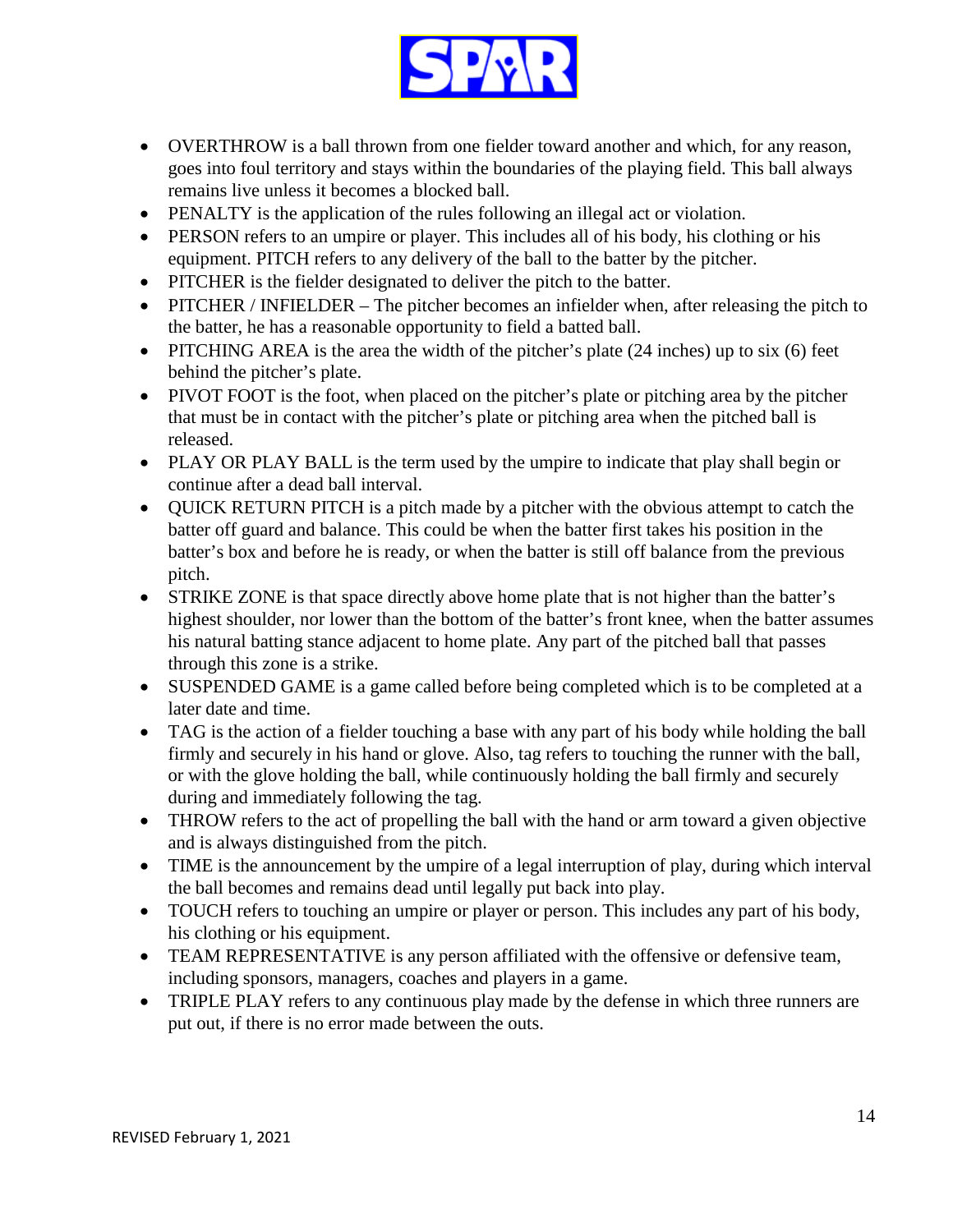- OVERTHROW is a ball thrown from one fielder toward another and which, for any reason, goes into foul territory and stays within the boundaries of the playing field. This ball always remains live unless it becomes a blocked ball.
- PENALTY is the application of the rules following an illegal act or violation.
- PERSON refers to an umpire or player. This includes all of his body, his clothing or his equipment. PITCH refers to any delivery of the ball to the batter by the pitcher.
- PITCHER is the fielder designated to deliver the pitch to the batter.
- PITCHER / INFIELDER – The pitcher becomes an infielder when, after releasing the pitch to the batter, he has a reasonable opportunity to field a batted ball.
- PITCHING AREA is the area the width of the pitcher's plate (24 inches) up to six (6) feet behind the pitcher's plate.
- PIVOT FOOT is the foot, when placed on the pitcher's plate or pitching area by the pitcher that must be in contact with the pitcher's plate or pitching area when the pitched ball is released.
- PLAY OR PLAY BALL is the term used by the umpire to indicate that play shall begin or continue after a dead ball interval.
- QUICK RETURN PITCH is a pitch made by a pitcher with the obvious attempt to catch the batter off guard and balance. This could be when the batter first takes his position in the batter's box and before he is ready, or when the batter is still off balance from the previous pitch.
- STRIKE ZONE is that space directly above home plate that is not higher than the batter's highest shoulder, nor lower than the bottom of the batter's front knee, when the batter assumes his natural batting stance adjacent to home plate. Any part of the pitched ball that passes through this zone is a strike.
- SUSPENDED GAME is a game called before being completed which is to be completed at a later date and time.
- TAG is the action of a fielder touching a base with any part of his body while holding the ball firmly and securely in his hand or glove. Also, tag refers to touching the runner with the ball, or with the glove holding the ball, while continuously holding the ball firmly and securely during and immediately following the tag.
- THROW refers to the act of propelling the ball with the hand or arm toward a given objective and is always distinguished from the pitch.
- TIME is the announcement by the umpire of a legal interruption of play, during which interval the ball becomes and remains dead until legally put back into play.
- TOUCH refers to touching an umpire or player or person. This includes any part of his body, his clothing or his equipment.
- TEAM REPRESENTATIVE is any person affiliated with the offensive or defensive team, including sponsors, managers, coaches and players in a game.
- TRIPLE PLAY refers to any continuous play made by the defense in which three runners are put out, if there is no error made between the outs.

REVISED February 1, 2021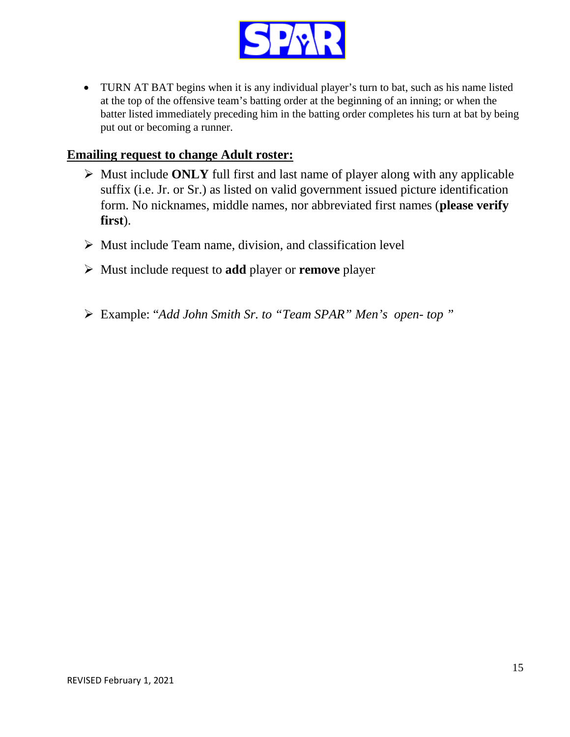- TURN AT BAT begins when it is any individual player's turn to bat, such as his name listed at the top of the offensive team's batting order at the beginning of an inning; or when the batter listed immediately preceding him in the batting order completes his turn at bat by being put out or becoming a runner.

## Emailing request to change Adult roster:

- Must include **ONLY** full first and last name of player along with any applicable suffix (i.e. Jr. or Sr.) as listed on valid government issued picture identification form. No nicknames, middle names, nor abbreviated first names (**please verify first**).
- Must include Team name, division, and classification level
- Must include request to **add** player or **remove** player
- Example: "*Add John Smith Sr. to "Team SPAR" Men's open- top* "

REVISED February 1, 2021